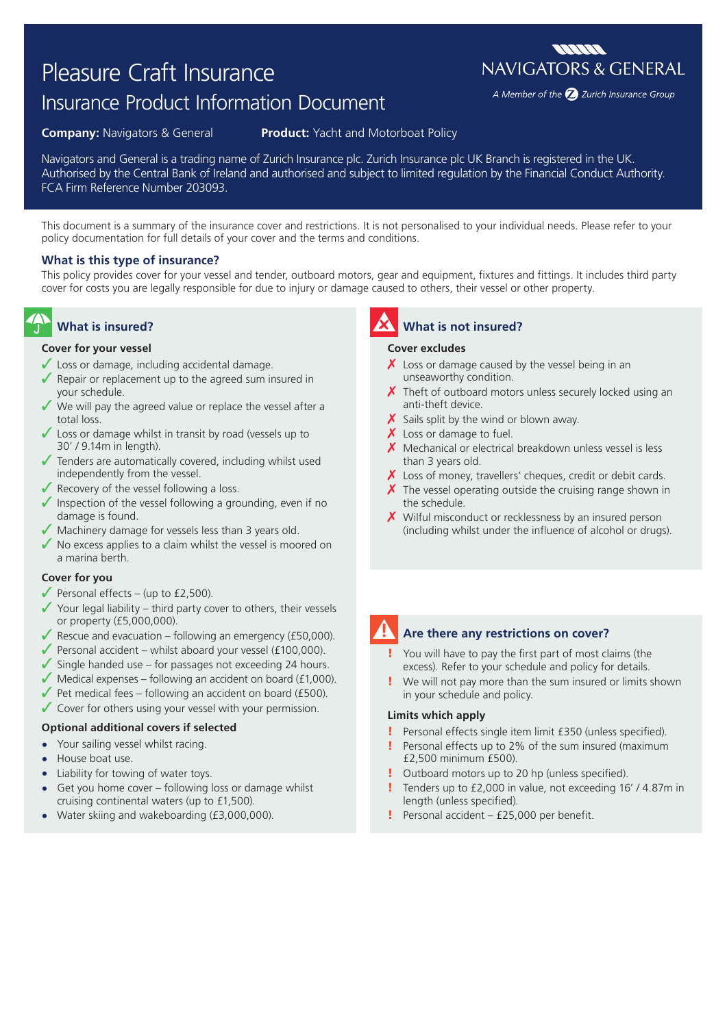# Pleasure Craft Insurance

## Insurance Product Information Document

NAVIGATORS & GENERAL

*A Member of the Zurich Insurance Group*

**Company:** Navigators & General **Product:** Yacht and Motorboat Policy

Navigators and General is a trading name of Zurich Insurance plc. Zurich Insurance plc UK Branch is registered in the UK. Authorised by the Central Bank of Ireland and authorised and subject to limited regulation by the Financial Conduct Authority. FCA Firm Reference Number 203093.

This document is a summary of the insurance cover and restrictions. It is not personalised to your individual needs. Please refer to your policy documentation for full details of your cover and the terms and conditions.

### What is this type of insurance?

This policy provides cover for your vessel and tender, outboard motors, gear and equipment, fixtures and fittings. It includes third party cover for costs you are legally responsible for due to injury or damage caused to others, their vessel or other property.

### What is insured?

**Cover for your vessel**

- ✓ Loss or damage, including accidental damage.
- ✓ Repair or replacement up to the agreed sum insured in your schedule.
- ✓ We will pay the agreed value or replace the vessel after a total loss.
- ✓ Loss or damage whilst in transit by road (vessels up to 30' / 9.14m in length).
- ✓ Tenders are automatically covered, including whilst used independently from the vessel.
- ✓ Recovery of the vessel following a loss.
- ✓ Inspection of the vessel following a grounding, even if no damage is found.
- ✓ Machinery damage for vessels less than 3 years old.
- ✓ No excess applies to a claim whilst the vessel is moored on a marina berth.

**Cover for you**

- ✓ Personal effects – (up to £2,500).
- ✓ Your legal liability – third party cover to others, their vessels or property (£5,000,000).
- ✓ Rescue and evacuation – following an emergency (£50,000).
- ✓ Personal accident – whilst aboard your vessel (£100,000).
- ✓ Single handed use – for passages not exceeding 24 hours.
- ✓ Medical expenses – following an accident on board (£1,000).
- ✓ Pet medical fees – following an accident on board (£500).
- ✓ Cover for others using your vessel with your permission.

**Optional additional covers if selected**

- Your sailing vessel whilst racing.
- House boat use.
- Liability for towing of water toys.
- Get you home cover – following loss or damage whilst cruising continental waters (up to £1,500).
- Water skiing and wakeboarding (£3,000,000).

### What is not insured?

**Cover excludes**

- ✗ Loss or damage caused by the vessel being in an unseaworthy condition.
- ✗ Theft of outboard motors unless securely locked using an anti-theft device.
- ✗ Sails split by the wind or blown away.
- ✗ Loss or damage to fuel.
- ✗ Mechanical or electrical breakdown unless vessel is less than 3 years old.
- ✗ Loss of money, travellers' cheques, credit or debit cards.
- ✗ The vessel operating outside the cruising range shown in the schedule.
- ✗ Wilful misconduct or recklessness by an insured person (including whilst under the influence of alcohol or drugs).

### Are there any restrictions on cover?

- ! You will have to pay the first part of most claims (the excess). Refer to your schedule and policy for details.
- ! We will not pay more than the sum insured or limits shown in your schedule and policy.

**Limits which apply**

- ! Personal effects single item limit £350 (unless specified).
- ! Personal effects up to 2% of the sum insured (maximum £2,500 minimum £500).
- ! Outboard motors up to 20 hp (unless specified).
- ! Tenders up to £2,000 in value, not exceeding 16' / 4.87m in length (unless specified).
- ! Personal accident – £25,000 per benefit.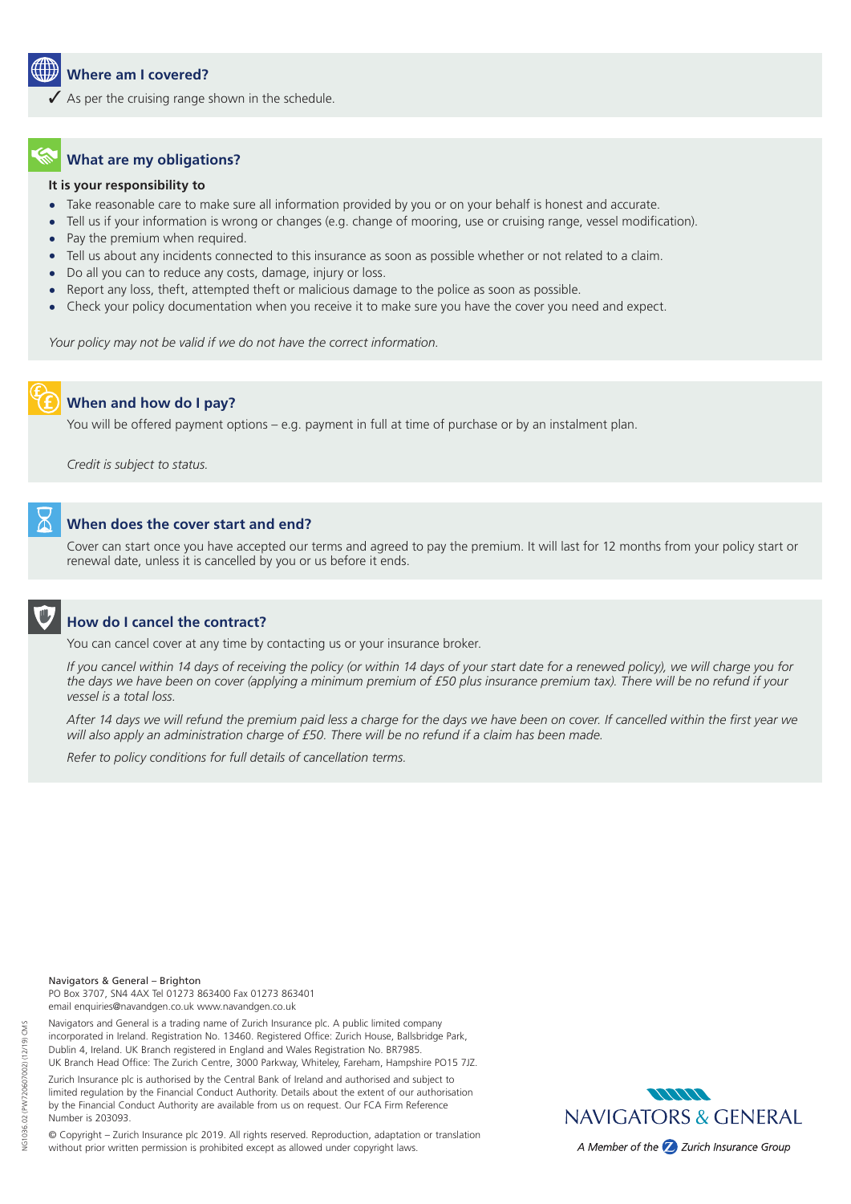## Where am I covered?

✓ As per the cruising range shown in the schedule.

## What are my obligations?

**It is your responsibility to**

- Take reasonable care to make sure all information provided by you or on your behalf is honest and accurate.
- Tell us if your information is wrong or changes (e.g. change of mooring, use or cruising range, vessel modification).
- Pay the premium when required.
- Tell us about any incidents connected to this insurance as soon as possible whether or not related to a claim.
- Do all you can to reduce any costs, damage, injury or loss.
- Report any loss, theft, attempted theft or malicious damage to the police as soon as possible.
- Check your policy documentation when you receive it to make sure you have the cover you need and expect.

*Your policy may not be valid if we do not have the correct information.*

## When and how do I pay?

You will be offered payment options – e.g. payment in full at time of purchase or by an instalment plan.

*Credit is subject to status.*

## When does the cover start and end?

Cover can start once you have accepted our terms and agreed to pay the premium. It will last for 12 months from your policy start or renewal date, unless it is cancelled by you or us before it ends.

## How do I cancel the contract?

You can cancel cover at any time by contacting us or your insurance broker.

*If you cancel within 14 days of receiving the policy (or within 14 days of your start date for a renewed policy), we will charge you for the days we have been on cover (applying a minimum premium of £50 plus insurance premium tax). There will be no refund if your vessel is a total loss.*

*After 14 days we will refund the premium paid less a charge for the days we have been on cover. If cancelled within the first year we will also apply an administration charge of £50. There will be no refund if a claim has been made.*

*Refer to policy conditions for full details of cancellation terms.*

Navigators & General – Brighton
PO Box 3707, SN4 4AX Tel 01273 863400 Fax 01273 863401
email enquiries@navandgen.co.uk www.navandgen.co.uk

Navigators and General is a trading name of Zurich Insurance plc. A public limited company incorporated in Ireland. Registration No. 13460. Registered Office: Zurich House, Ballsbridge Park, Dublin 4, Ireland. UK Branch registered in England and Wales Registration No. BR7985. UK Branch Head Office: The Zurich Centre, 3000 Parkway, Whiteley, Fareham, Hampshire PO15 7JZ.

Zurich Insurance plc is authorised by the Central Bank of Ireland and authorised and subject to limited regulation by the Financial Conduct Authority. Details about the extent of our authorisation by the Financial Conduct Authority are available from us on request. Our FCA Firm Reference Number is 203093.

© Copyright – Zurich Insurance plc 2019. All rights reserved. Reproduction, adaptation or translation without prior written permission is prohibited except as allowed under copyright laws.

NG1036.02 (PW7206070002) (12/19) CMS

NAVIGATORS & GENERAL
A Member of the Zurich Insurance Group